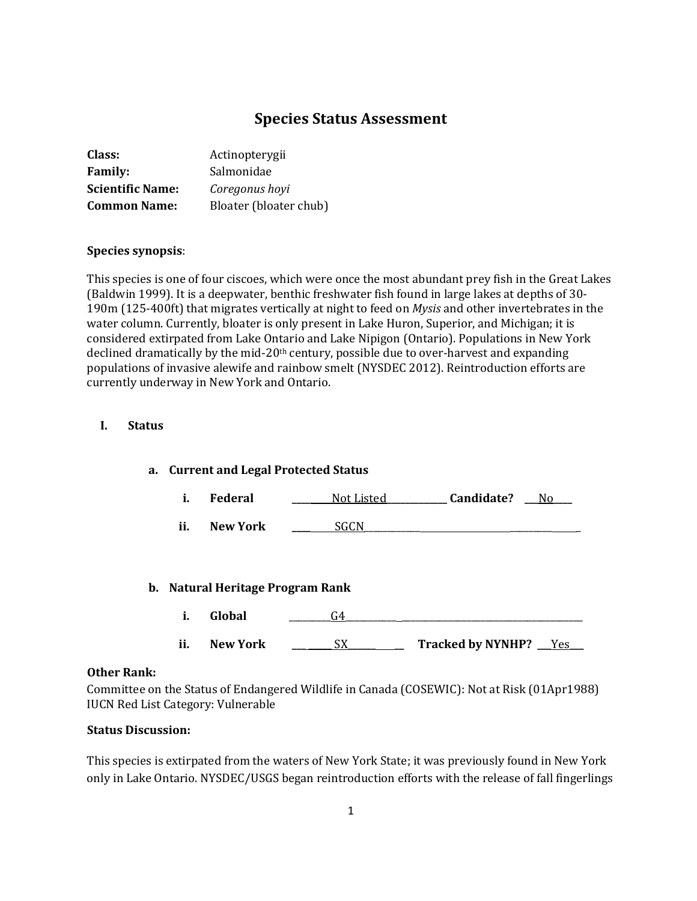# Species Status Assessment

**Class:** Actinopterygii
**Family:** Salmonidae
**Scientific Name:** *Coregonus hoyi*
**Common Name:** Bloater (bloater chub)

**Species synopsis**:

This species is one of four ciscoes, which were once the most abundant prey fish in the Great Lakes (Baldwin 1999). It is a deepwater, benthic freshwater fish found in large lakes at depths of 30-190m (125-400ft) that migrates vertically at night to feed on *Mysis* and other invertebrates in the water column. Currently, bloater is only present in Lake Huron, Superior, and Michigan; it is considered extirpated from Lake Ontario and Lake Nipigon (Ontario). Populations in New York declined dramatically by the mid-20th century, possible due to over-harvest and expanding populations of invasive alewife and rainbow smelt (NYSDEC 2012). Reintroduction efforts are currently underway in New York and Ontario.

## I. Status

### a. Current and Legal Protected Status

i. **Federal** Not Listed **Candidate?** No

ii. **New York** SGCN

### b. Natural Heritage Program Rank

i. **Global** G4

ii. **New York** SX **Tracked by NYNHP?** Yes

**Other Rank:**

Committee on the Status of Endangered Wildlife in Canada (COSEWIC): Not at Risk (01Apr1988)
IUCN Red List Category: Vulnerable

**Status Discussion:**

This species is extirpated from the waters of New York State; it was previously found in New York only in Lake Ontario. NYSDEC/USGS began reintroduction efforts with the release of fall fingerlings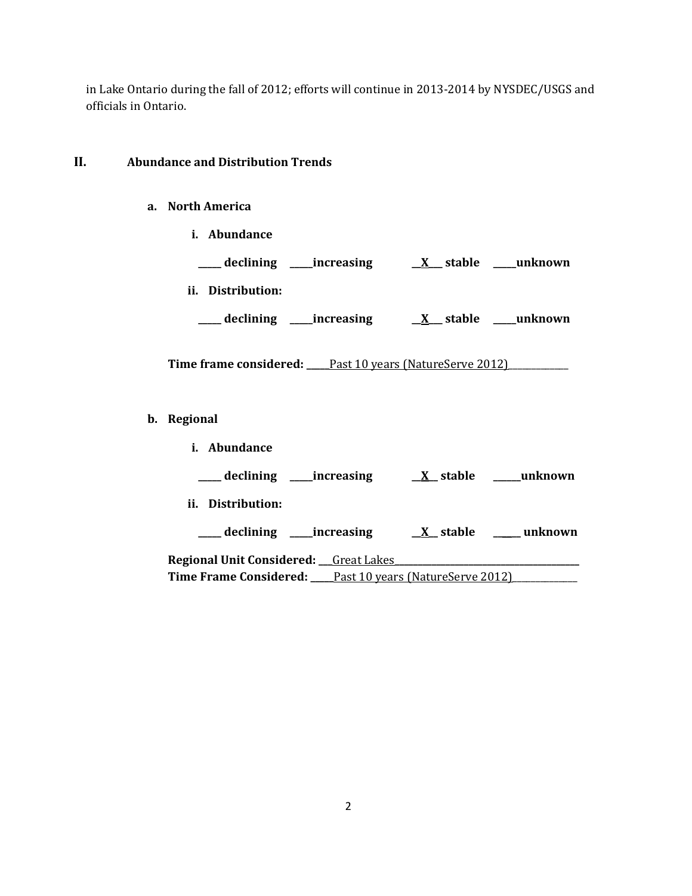in Lake Ontario during the fall of 2012; efforts will continue in 2013-2014 by NYSDEC/USGS and officials in Ontario.

## II. Abundance and Distribution Trends

### a. North America

**i. Abundance**

**_____ declining _____increasing __X__ stable _____unknown**

**ii. Distribution:**

**_____ declining _____increasing __X__ stable _____unknown**

**Time frame considered:** _____Past 10 years (NatureServe 2012)_____________

### b. Regional

**i. Abundance**

**_____ declining _____increasing __X__ stable ______unknown**

**ii. Distribution:**

**_____ declining _____increasing __X__ stable ______ unknown**

**Regional Unit Considered:** ___Great Lakes_______________________________________

**Time Frame Considered:** _____Past 10 years (NatureServe 2012)_____________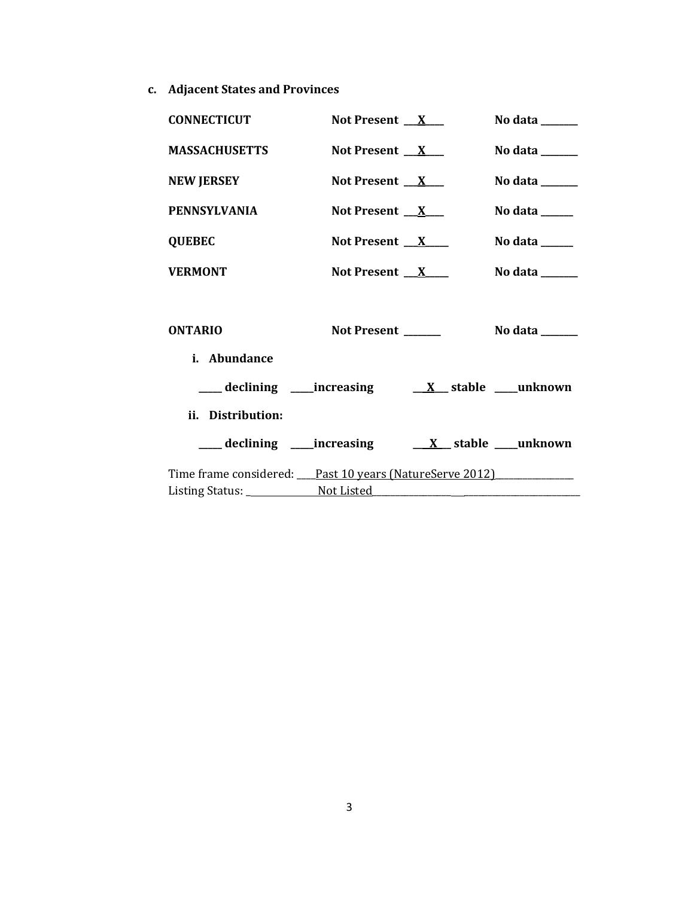**c. Adjacent States and Provinces**

**CONNECTICUT** **Not Present \_\_X\_\_** **No data \_\_\_\_\_\_**

**MASSACHUSETTS** **Not Present \_\_X\_\_** **No data \_\_\_\_\_\_**

**NEW JERSEY** **Not Present \_\_X\_\_** **No data \_\_\_\_\_\_**

**PENNSYLVANIA** **Not Present \_\_X\_\_** **No data \_\_\_\_\_\_**

**QUEBEC** **Not Present \_\_X\_\_** **No data \_\_\_\_\_\_**

**VERMONT** **Not Present \_\_X\_\_** **No data \_\_\_\_\_\_**

**ONTARIO** **Not Present \_\_\_\_\_\_** **No data \_\_\_\_\_\_**

**i. Abundance**

**\_\_\_\_ declining \_\_\_\_increasing \_\_X\_\_ stable \_\_\_\_unknown**

**ii. Distribution:**

**\_\_\_\_ declining \_\_\_\_increasing \_\_X\_\_ stable \_\_\_\_unknown**

Time frame considered: Past 10 years (NatureServe 2012)
Listing Status: Not Listed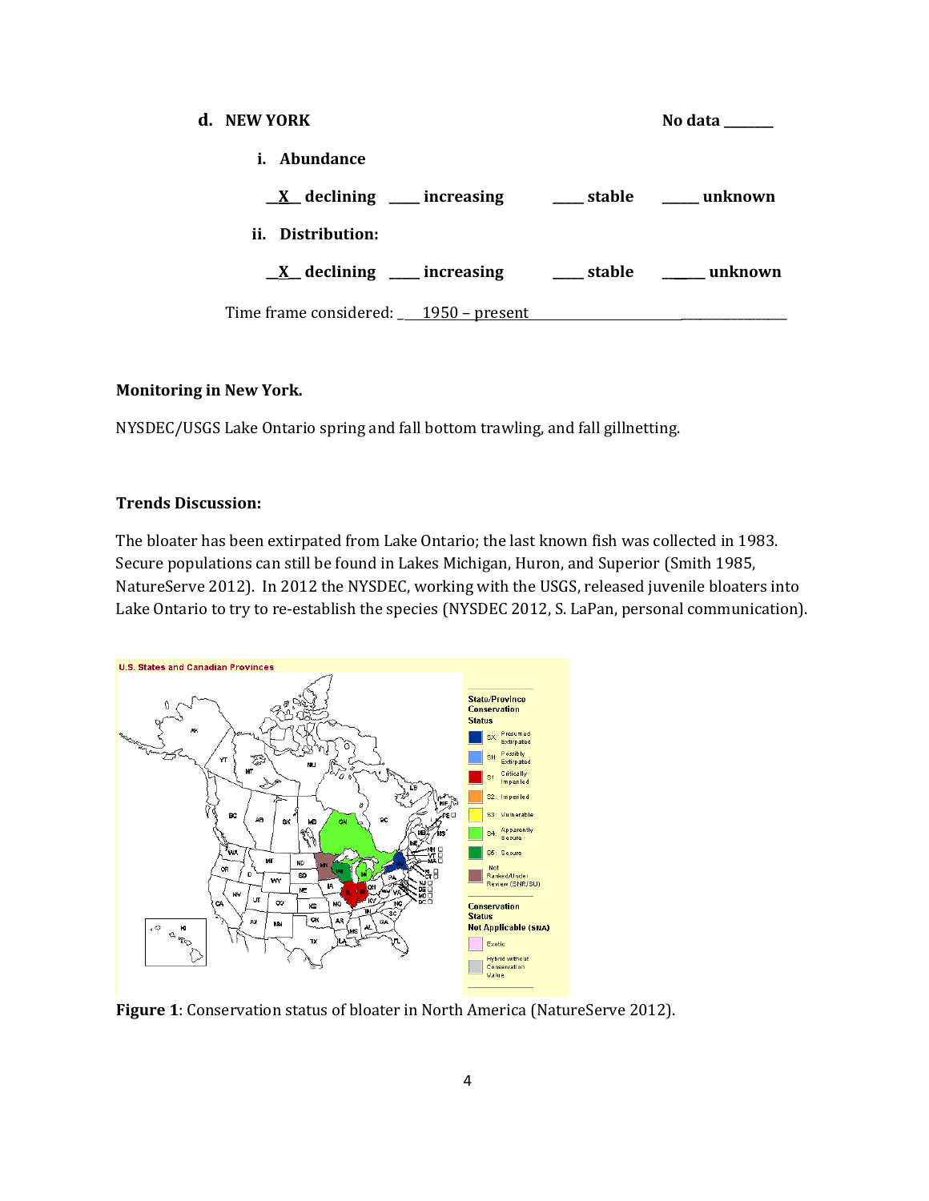**d. NEW YORK** No data _______

**i. Abundance**

**__X__ declining ____ increasing ____ stable _____ unknown**

**ii. Distribution:**

**__X__ declining ____ increasing ____ stable _____ unknown**

Time frame considered: ___1950 – present_______________________________

**Monitoring in New York.**

NYSDEC/USGS Lake Ontario spring and fall bottom trawling, and fall gillnetting.

**Trends Discussion:**

The bloater has been extirpated from Lake Ontario; the last known fish was collected in 1983. Secure populations can still be found in Lakes Michigan, Huron, and Superior (Smith 1985, NatureServe 2012). In 2012 the NYSDEC, working with the USGS, released juvenile bloaters into Lake Ontario to try to re-establish the species (NYSDEC 2012, S. LaPan, personal communication).

**Figure 1**: Conservation status of bloater in North America (NatureServe 2012).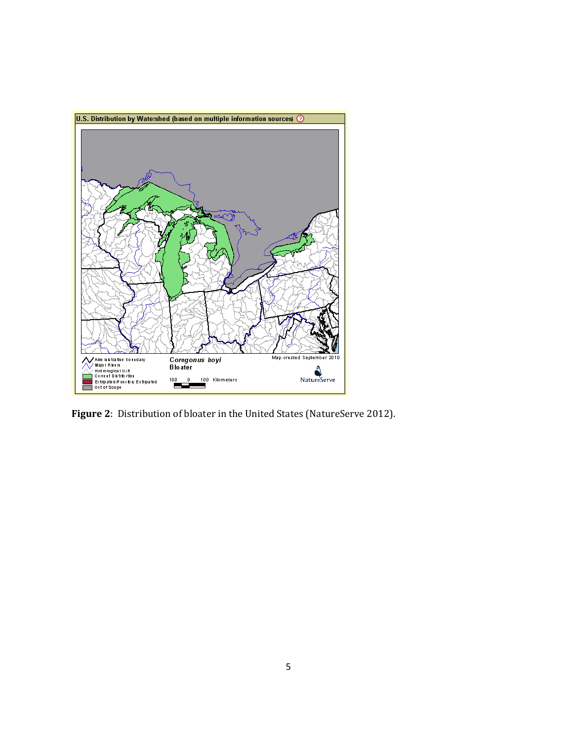**Figure 2**: Distribution of bloater in the United States (NatureServe 2012).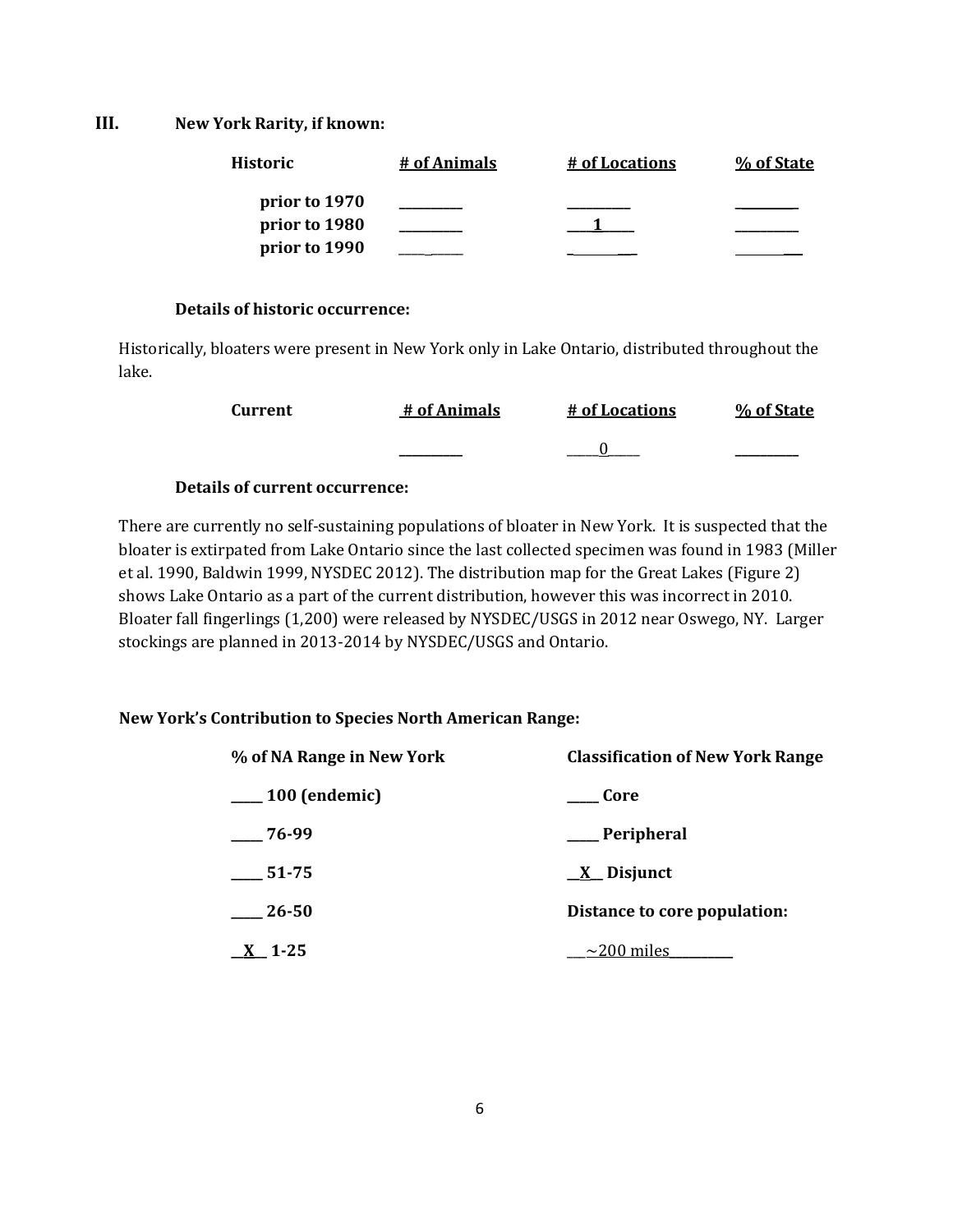## III. New York Rarity, if known:

| Historic | # of Animals | # of Locations | % of State |
|---|---|---|---|
| prior to 1970 | _________ | _________ | _________ |
| prior to 1980 | _________ | ___1_____ | _________ |
| prior to 1990 | _________ | _________ | _________ |

**Details of historic occurrence:**

Historically, bloaters were present in New York only in Lake Ontario, distributed throughout the lake.

| Current | # of Animals | # of Locations | % of State |
|---|---|---|---|
| | _________ | _____0_____ | _________ |

**Details of current occurrence:**

There are currently no self-sustaining populations of bloater in New York. It is suspected that the bloater is extirpated from Lake Ontario since the last collected specimen was found in 1983 (Miller et al. 1990, Baldwin 1999, NYSDEC 2012). The distribution map for the Great Lakes (Figure 2) shows Lake Ontario as a part of the current distribution, however this was incorrect in 2010. Bloater fall fingerlings (1,200) were released by NYSDEC/USGS in 2012 near Oswego, NY. Larger stockings are planned in 2013-2014 by NYSDEC/USGS and Ontario.

**New York's Contribution to Species North American Range:**

| % of NA Range in New York | Classification of New York Range |
|---|---|
| ____ 100 (endemic) | ____ Core |
| ____ 76-99 | ____ Peripheral |
| ____ 51-75 | __X__ Disjunct |
| ____ 26-50 | Distance to core population: |
| __X__ 1-25 | ___~200 miles_________ |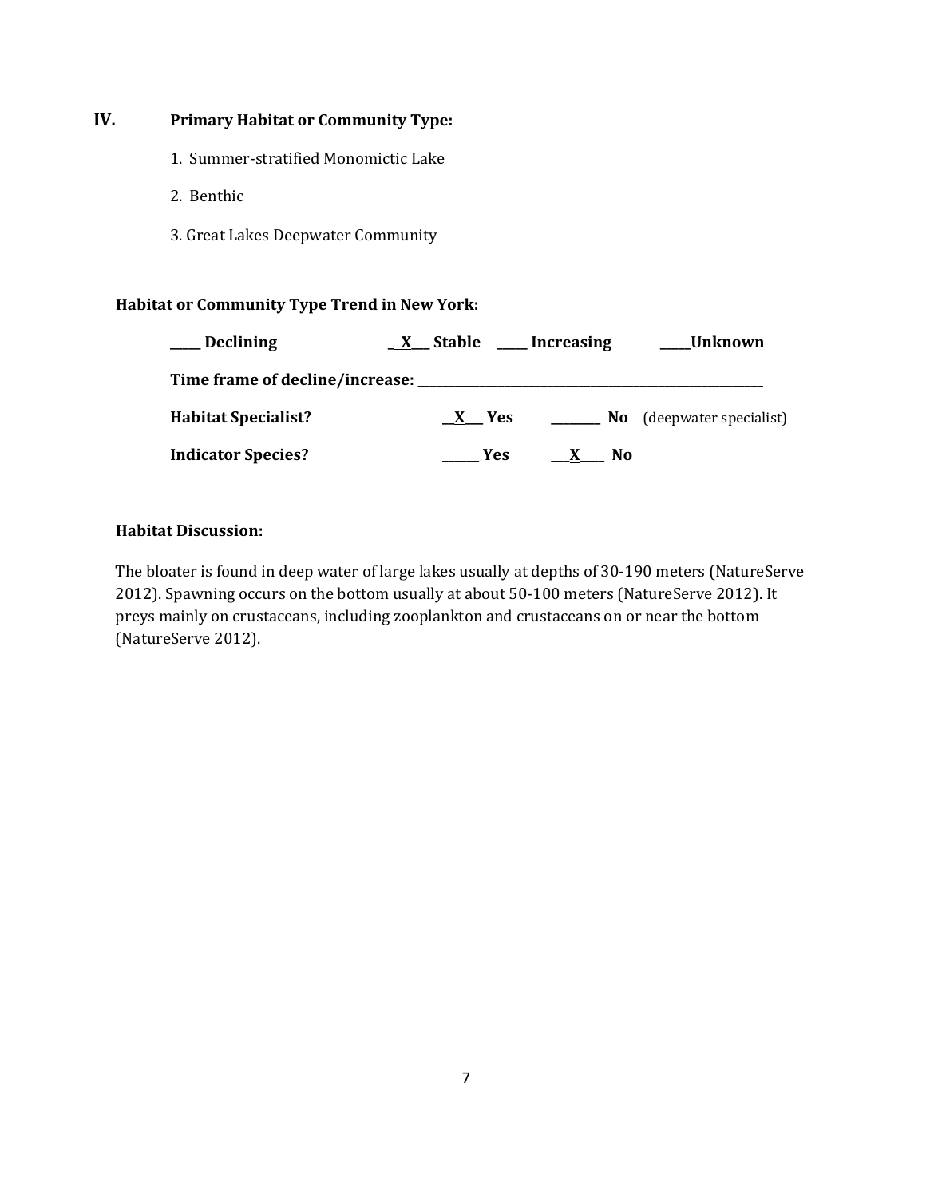## IV. Primary Habitat or Community Type:

1. Summer-stratified Monomictic Lake
2. Benthic
3. Great Lakes Deepwater Community

**Habitat or Community Type Trend in New York:**

**____ Declining** **_X___ Stable** **____ Increasing** **____Unknown**

**Time frame of decline/increase: ______________________________**

**Habitat Specialist?** **__X__ Yes** **______ No** (deepwater specialist)

**Indicator Species?** **_____ Yes** **__X___ No**

**Habitat Discussion:**

The bloater is found in deep water of large lakes usually at depths of 30-190 meters (NatureServe 2012). Spawning occurs on the bottom usually at about 50-100 meters (NatureServe 2012). It preys mainly on crustaceans, including zooplankton and crustaceans on or near the bottom (NatureServe 2012).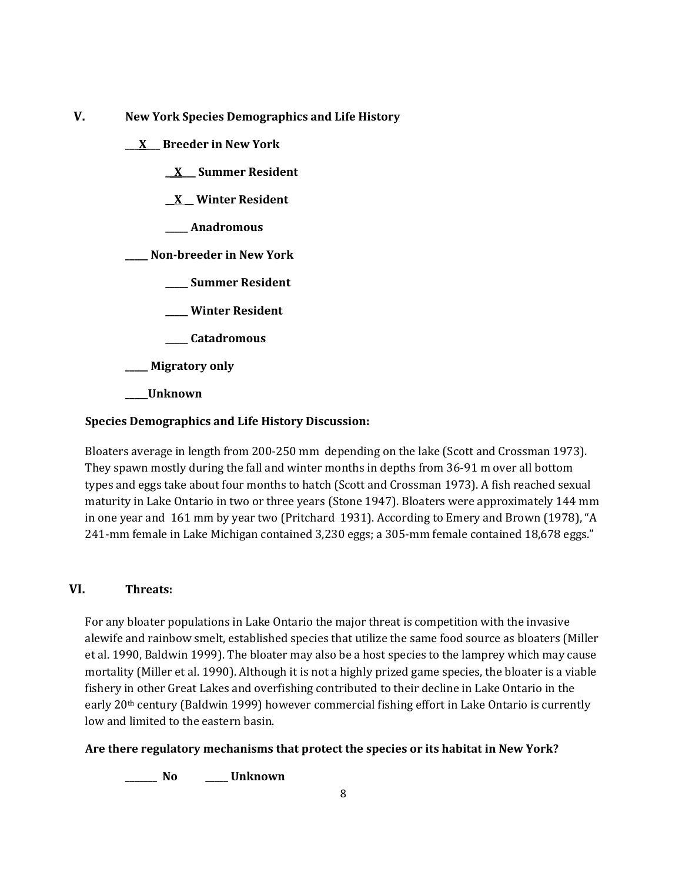## V. New York Species Demographics and Life History

__X__ **Breeder in New York**

 __X__ **Summer Resident**

 __X__ **Winter Resident**

 _____ **Anadromous**

_____ **Non-breeder in New York**

 _____ **Summer Resident**

 _____ **Winter Resident**

 _____ **Catadromous**

_____ **Migratory only**

_____ **Unknown**

**Species Demographics and Life History Discussion:**

Bloaters average in length from 200-250 mm depending on the lake (Scott and Crossman 1973). They spawn mostly during the fall and winter months in depths from 36-91 m over all bottom types and eggs take about four months to hatch (Scott and Crossman 1973). A fish reached sexual maturity in Lake Ontario in two or three years (Stone 1947). Bloaters were approximately 144 mm in one year and 161 mm by year two (Pritchard 1931). According to Emery and Brown (1978), "A 241-mm female in Lake Michigan contained 3,230 eggs; a 305-mm female contained 18,678 eggs."

## VI. Threats:

For any bloater populations in Lake Ontario the major threat is competition with the invasive alewife and rainbow smelt, established species that utilize the same food source as bloaters (Miller et al. 1990, Baldwin 1999). The bloater may also be a host species to the lamprey which may cause mortality (Miller et al. 1990). Although it is not a highly prized game species, the bloater is a viable fishery in other Great Lakes and overfishing contributed to their decline in Lake Ontario in the early 20th century (Baldwin 1999) however commercial fishing effort in Lake Ontario is currently low and limited to the eastern basin.

**Are there regulatory mechanisms that protect the species or its habitat in New York?**

_______ **No** _____ **Unknown**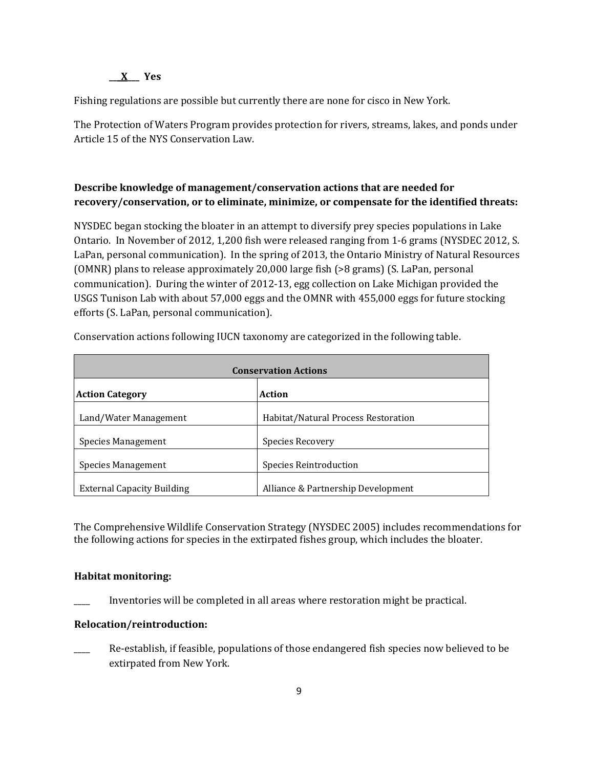**\_\_X\_\_ Yes**

Fishing regulations are possible but currently there are none for cisco in New York.

The Protection of Waters Program provides protection for rivers, streams, lakes, and ponds under Article 15 of the NYS Conservation Law.

**Describe knowledge of management/conservation actions that are needed for recovery/conservation, or to eliminate, minimize, or compensate for the identified threats:**

NYSDEC began stocking the bloater in an attempt to diversify prey species populations in Lake Ontario. In November of 2012, 1,200 fish were released ranging from 1-6 grams (NYSDEC 2012, S. LaPan, personal communication). In the spring of 2013, the Ontario Ministry of Natural Resources (OMNR) plans to release approximately 20,000 large fish (>8 grams) (S. LaPan, personal communication). During the winter of 2012-13, egg collection on Lake Michigan provided the USGS Tunison Lab with about 57,000 eggs and the OMNR with 455,000 eggs for future stocking efforts (S. LaPan, personal communication).

Conservation actions following IUCN taxonomy are categorized in the following table.

| **Conservation Actions** | |
|---|---|
| **Action Category** | **Action** |
| Land/Water Management | Habitat/Natural Process Restoration |
| Species Management | Species Recovery |
| Species Management | Species Reintroduction |
| External Capacity Building | Alliance & Partnership Development |

The Comprehensive Wildlife Conservation Strategy (NYSDEC 2005) includes recommendations for the following actions for species in the extirpated fishes group, which includes the bloater.

**Habitat monitoring:**

\_\_\_\_ Inventories will be completed in all areas where restoration might be practical.

**Relocation/reintroduction:**

\_\_\_\_ Re-establish, if feasible, populations of those endangered fish species now believed to be extirpated from New York.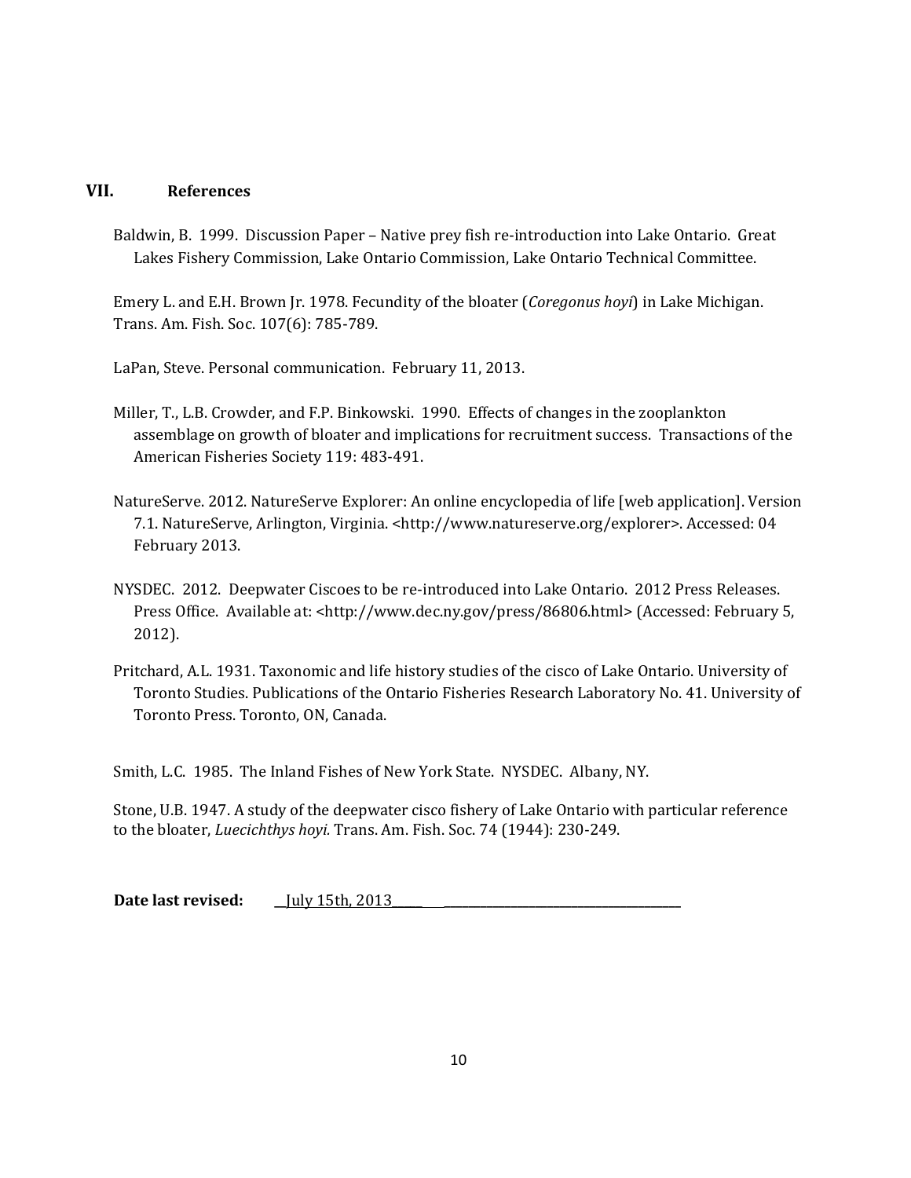## VII. References

Baldwin, B. 1999. Discussion Paper – Native prey fish re-introduction into Lake Ontario. Great Lakes Fishery Commission, Lake Ontario Commission, Lake Ontario Technical Committee.

Emery L. and E.H. Brown Jr. 1978. Fecundity of the bloater (*Coregonus hoyi*) in Lake Michigan. Trans. Am. Fish. Soc. 107(6): 785-789.

LaPan, Steve. Personal communication. February 11, 2013.

Miller, T., L.B. Crowder, and F.P. Binkowski. 1990. Effects of changes in the zooplankton assemblage on growth of bloater and implications for recruitment success. Transactions of the American Fisheries Society 119: 483-491.

NatureServe. 2012. NatureServe Explorer: An online encyclopedia of life [web application]. Version 7.1. NatureServe, Arlington, Virginia. <http://www.natureserve.org/explorer>. Accessed: 04 February 2013.

NYSDEC. 2012. Deepwater Ciscoes to be re-introduced into Lake Ontario. 2012 Press Releases. Press Office. Available at: <http://www.dec.ny.gov/press/86806.html> (Accessed: February 5, 2012).

Pritchard, A.L. 1931. Taxonomic and life history studies of the cisco of Lake Ontario. University of Toronto Studies. Publications of the Ontario Fisheries Research Laboratory No. 41. University of Toronto Press. Toronto, ON, Canada.

Smith, L.C. 1985. The Inland Fishes of New York State. NYSDEC. Albany, NY.

Stone, U.B. 1947. A study of the deepwater cisco fishery of Lake Ontario with particular reference to the bloater, *Luecichthys hoyi.* Trans. Am. Fish. Soc. 74 (1944): 230-249.

**Date last revised:** July 15th, 2013